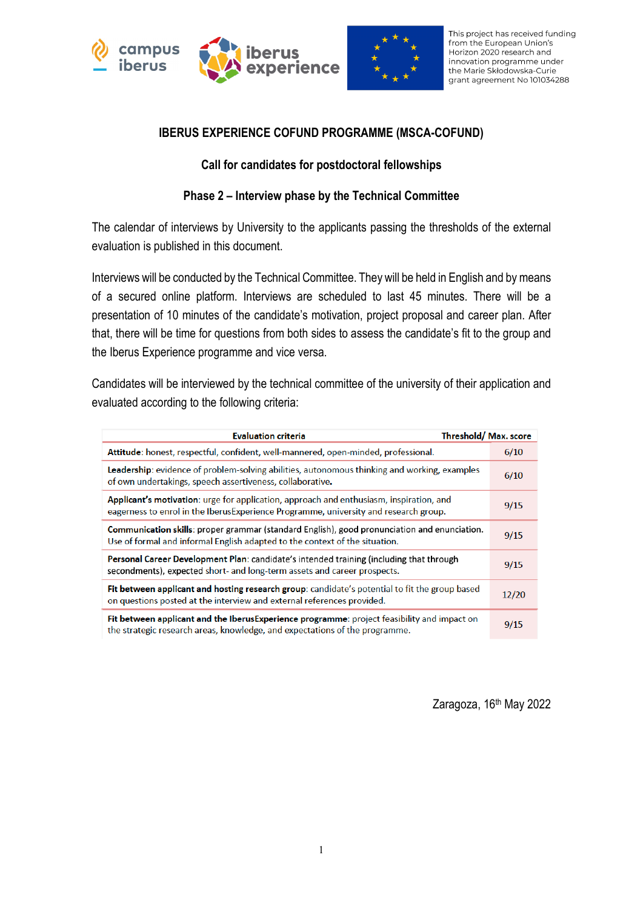This project has received funding from the European Union's Horizon 2020 research and innovation programme under the Marie Skłodowska-Curie grant agreement No 101034288

## IBERUS EXPERIENCE COFUND PROGRAMME (MSCA-COFUND)

### Call for candidates for postdoctoral fellowships

### Phase 2 – Interview phase by the Technical Committee

The calendar of interviews by University to the applicants passing the thresholds of the external evaluation is published in this document.

Interviews will be conducted by the Technical Committee. They will be held in English and by means of a secured online platform. Interviews are scheduled to last 45 minutes. There will be a presentation of 10 minutes of the candidate's motivation, project proposal and career plan. After that, there will be time for questions from both sides to assess the candidate's fit to the group and the Iberus Experience programme and vice versa.

Candidates will be interviewed by the technical committee of the university of their application and evaluated according to the following criteria:

| Evaluation criteria | Threshold/ Max. score |
|---|---|
| **Attitude**: honest, respectful, confident, well-mannered, open-minded, professional. | 6/10 |
| **Leadership**: evidence of problem-solving abilities, autonomous thinking and working, examples of own undertakings, speech assertiveness, collaborative. | 6/10 |
| **Applicant's motivation**: urge for application, approach and enthusiasm, inspiration, and eagerness to enrol in the IberusExperience Programme, university and research group. | 9/15 |
| **Communication skills**: proper grammar (standard English), good pronunciation and enunciation. Use of formal and informal English adapted to the context of the situation. | 9/15 |
| **Personal Career Development Plan**: candidate's intended training (including that through secondments), expected short- and long-term assets and career prospects. | 9/15 |
| **Fit between applicant and hosting research group**: candidate's potential to fit the group based on questions posted at the interview and external references provided. | 12/20 |
| **Fit between applicant and the IberusExperience programme**: project feasibility and impact on the strategic research areas, knowledge, and expectations of the programme. | 9/15 |

Zaragoza, 16th May 2022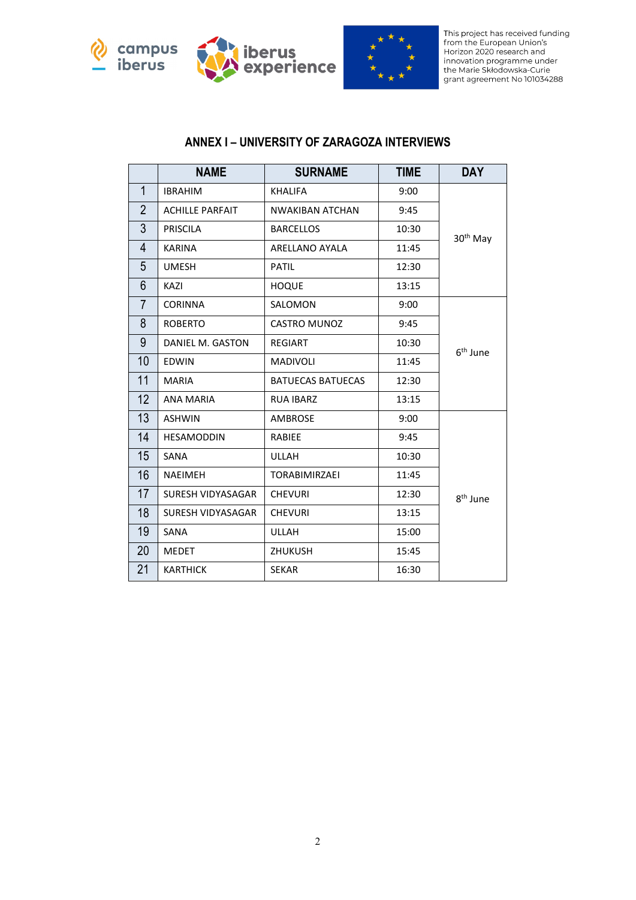## ANNEX I – UNIVERSITY OF ZARAGOZA INTERVIEWS

| | NAME | SURNAME | TIME | DAY |
|---|---|---|---|---|
| 1 | IBRAHIM | KHALIFA | 9:00 | 30th May |
| 2 | ACHILLE PARFAIT | NWAKIBAN ATCHAN | 9:45 | |
| 3 | PRISCILA | BARCELLOS | 10:30 | |
| 4 | KARINA | ARELLANO AYALA | 11:45 | |
| 5 | UMESH | PATIL | 12:30 | |
| 6 | KAZI | HOQUE | 13:15 | |
| 7 | CORINNA | SALOMON | 9:00 | 6th June |
| 8 | ROBERTO | CASTRO MUNOZ | 9:45 | |
| 9 | DANIEL M. GASTON | REGIART | 10:30 | |
| 10 | EDWIN | MADIVOLI | 11:45 | |
| 11 | MARIA | BATUECAS BATUECAS | 12:30 | |
| 12 | ANA MARIA | RUA IBARZ | 13:15 | |
| 13 | ASHWIN | AMBROSE | 9:00 | 8th June |
| 14 | HESAMODDIN | RABIEE | 9:45 | |
| 15 | SANA | ULLAH | 10:30 | |
| 16 | NAEIMEH | TORABIMIRZAEI | 11:45 | |
| 17 | SURESH VIDYASAGAR | CHEVURI | 12:30 | |
| 18 | SURESH VIDYASAGAR | CHEVURI | 13:15 | |
| 19 | SANA | ULLAH | 15:00 | |
| 20 | MEDET | ZHUKUSH | 15:45 | |
| 21 | KARTHICK | SEKAR | 16:30 | |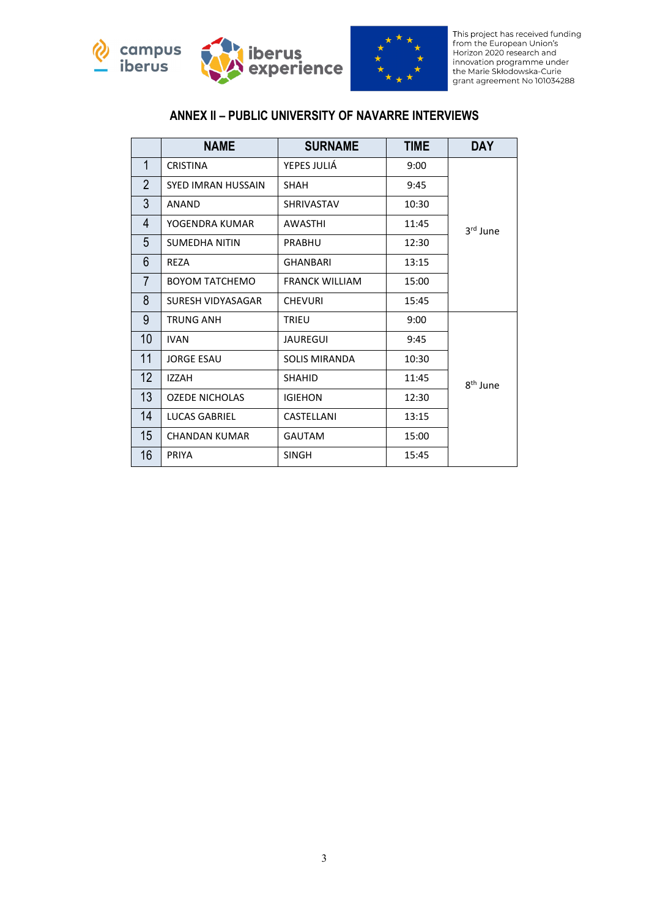This project has received funding from the European Union's Horizon 2020 research and innovation programme under the Marie Skłodowska-Curie grant agreement No 101034288

## ANNEX II – PUBLIC UNIVERSITY OF NAVARRE INTERVIEWS

| | NAME | SURNAME | TIME | DAY |
|---|---|---|---|---|
| 1 | CRISTINA | YEPES JULIÁ | 9:00 | 3rd June |
| 2 | SYED IMRAN HUSSAIN | SHAH | 9:45 | |
| 3 | ANAND | SHRIVASTAV | 10:30 | |
| 4 | YOGENDRA KUMAR | AWASTHI | 11:45 | |
| 5 | SUMEDHA NITIN | PRABHU | 12:30 | |
| 6 | REZA | GHANBARI | 13:15 | |
| 7 | BOYOM TATCHEMO | FRANCK WILLIAM | 15:00 | |
| 8 | SURESH VIDYASAGAR | CHEVURI | 15:45 | |
| 9 | TRUNG ANH | TRIEU | 9:00 | 8th June |
| 10 | IVAN | JAUREGUI | 9:45 | |
| 11 | JORGE ESAU | SOLIS MIRANDA | 10:30 | |
| 12 | IZZAH | SHAHID | 11:45 | |
| 13 | OZEDE NICHOLAS | IGIEHON | 12:30 | |
| 14 | LUCAS GABRIEL | CASTELLANI | 13:15 | |
| 15 | CHANDAN KUMAR | GAUTAM | 15:00 | |
| 16 | PRIYA | SINGH | 15:45 | |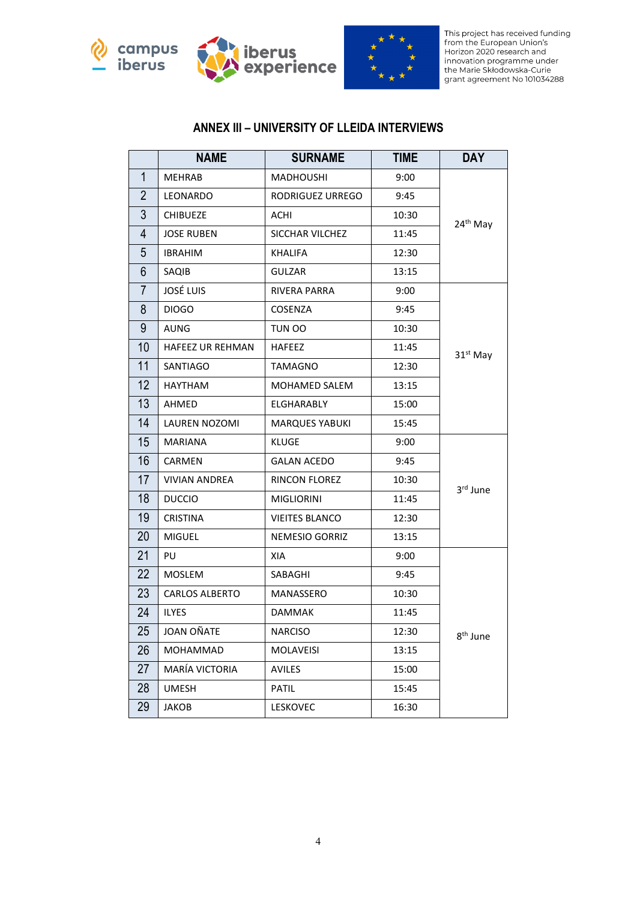## ANNEX III – UNIVERSITY OF LLEIDA INTERVIEWS

| | NAME | SURNAME | TIME | DAY |
|---|---|---|---|---|
| 1 | MEHRAB | MADHOUSHI | 9:00 | 24th May |
| 2 | LEONARDO | RODRIGUEZ URREGO | 9:45 | |
| 3 | CHIBUEZE | ACHI | 10:30 | |
| 4 | JOSE RUBEN | SICCHAR VILCHEZ | 11:45 | |
| 5 | IBRAHIM | KHALIFA | 12:30 | |
| 6 | SAQIB | GULZAR | 13:15 | |
| 7 | JOSÉ LUIS | RIVERA PARRA | 9:00 | 31st May |
| 8 | DIOGO | COSENZA | 9:45 | |
| 9 | AUNG | TUN OO | 10:30 | |
| 10 | HAFEEZ UR REHMAN | HAFEEZ | 11:45 | |
| 11 | SANTIAGO | TAMAGNO | 12:30 | |
| 12 | HAYTHAM | MOHAMED SALEM | 13:15 | |
| 13 | AHMED | ELGHARABLY | 15:00 | |
| 14 | LAUREN NOZOMI | MARQUES YABUKI | 15:45 | |
| 15 | MARIANA | KLUGE | 9:00 | 3rd June |
| 16 | CARMEN | GALAN ACEDO | 9:45 | |
| 17 | VIVIAN ANDREA | RINCON FLOREZ | 10:30 | |
| 18 | DUCCIO | MIGLIORINI | 11:45 | |
| 19 | CRISTINA | VIEITES BLANCO | 12:30 | |
| 20 | MIGUEL | NEMESIO GORRIZ | 13:15 | |
| 21 | PU | XIA | 9:00 | 8th June |
| 22 | MOSLEM | SABAGHI | 9:45 | |
| 23 | CARLOS ALBERTO | MANASSERO | 10:30 | |
| 24 | ILYES | DAMMAK | 11:45 | |
| 25 | JOAN OÑATE | NARCISO | 12:30 | |
| 26 | MOHAMMAD | MOLAVEISI | 13:15 | |
| 27 | MARÍA VICTORIA | AVILES | 15:00 | |
| 28 | UMESH | PATIL | 15:45 | |
| 29 | JAKOB | LESKOVEC | 16:30 | |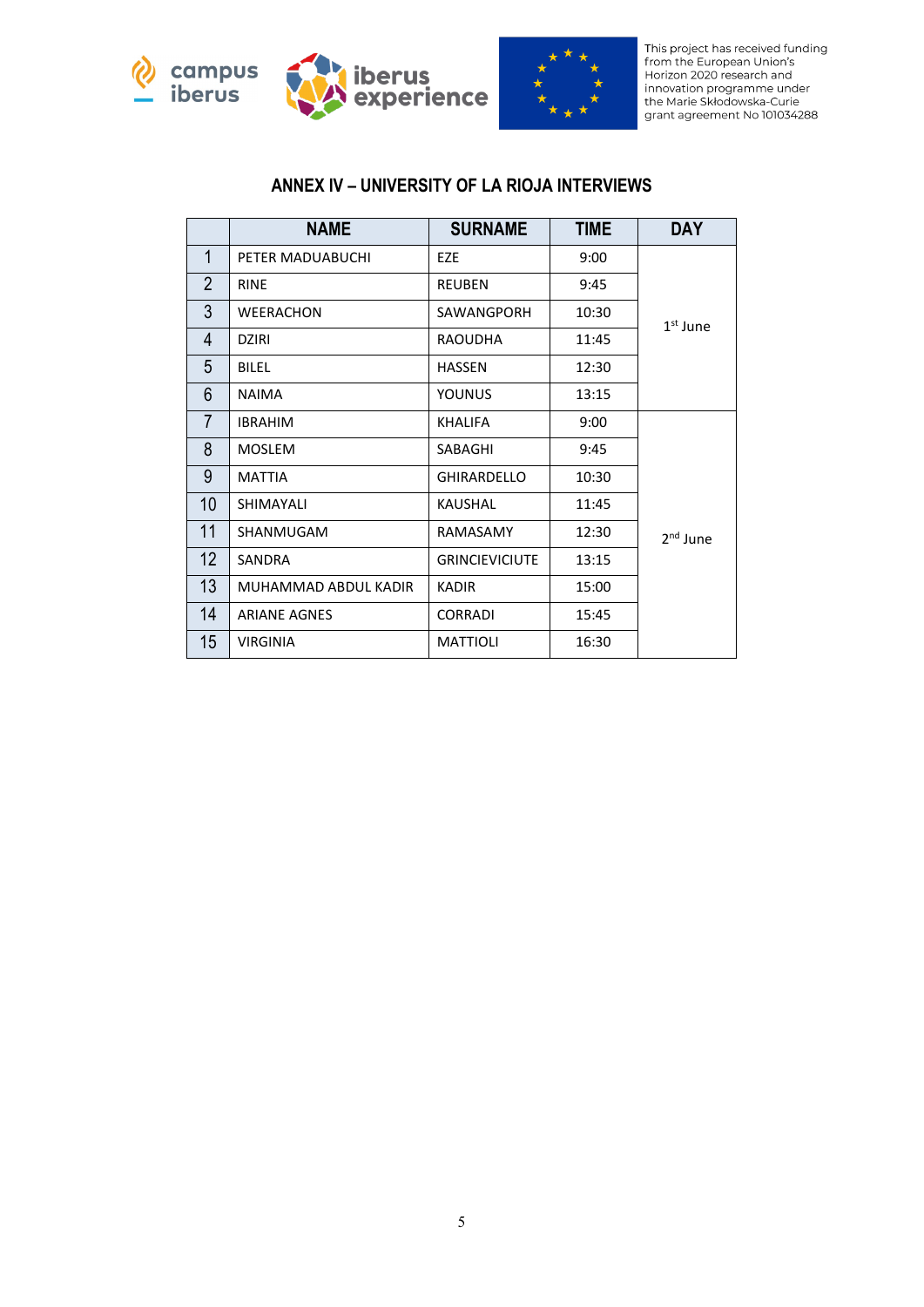This project has received funding from the European Union's Horizon 2020 research and innovation programme under the Marie Skłodowska-Curie grant agreement No 101034288

## ANNEX IV – UNIVERSITY OF LA RIOJA INTERVIEWS

| | NAME | SURNAME | TIME | DAY |
|---|---|---|---|---|
| 1 | PETER MADUABUCHI | EZE | 9:00 | 1st June |
| 2 | RINE | REUBEN | 9:45 | |
| 3 | WEERACHON | SAWANGPORH | 10:30 | |
| 4 | DZIRI | RAOUDHA | 11:45 | |
| 5 | BILEL | HASSEN | 12:30 | |
| 6 | NAIMA | YOUNUS | 13:15 | |
| 7 | IBRAHIM | KHALIFA | 9:00 | 2nd June |
| 8 | MOSLEM | SABAGHI | 9:45 | |
| 9 | MATTIA | GHIRARDELLO | 10:30 | |
| 10 | SHIMAYALI | KAUSHAL | 11:45 | |
| 11 | SHANMUGAM | RAMASAMY | 12:30 | |
| 12 | SANDRA | GRINCIEVICIUTE | 13:15 | |
| 13 | MUHAMMAD ABDUL KADIR | KADIR | 15:00 | |
| 14 | ARIANE AGNES | CORRADI | 15:45 | |
| 15 | VIRGINIA | MATTIOLI | 16:30 | |